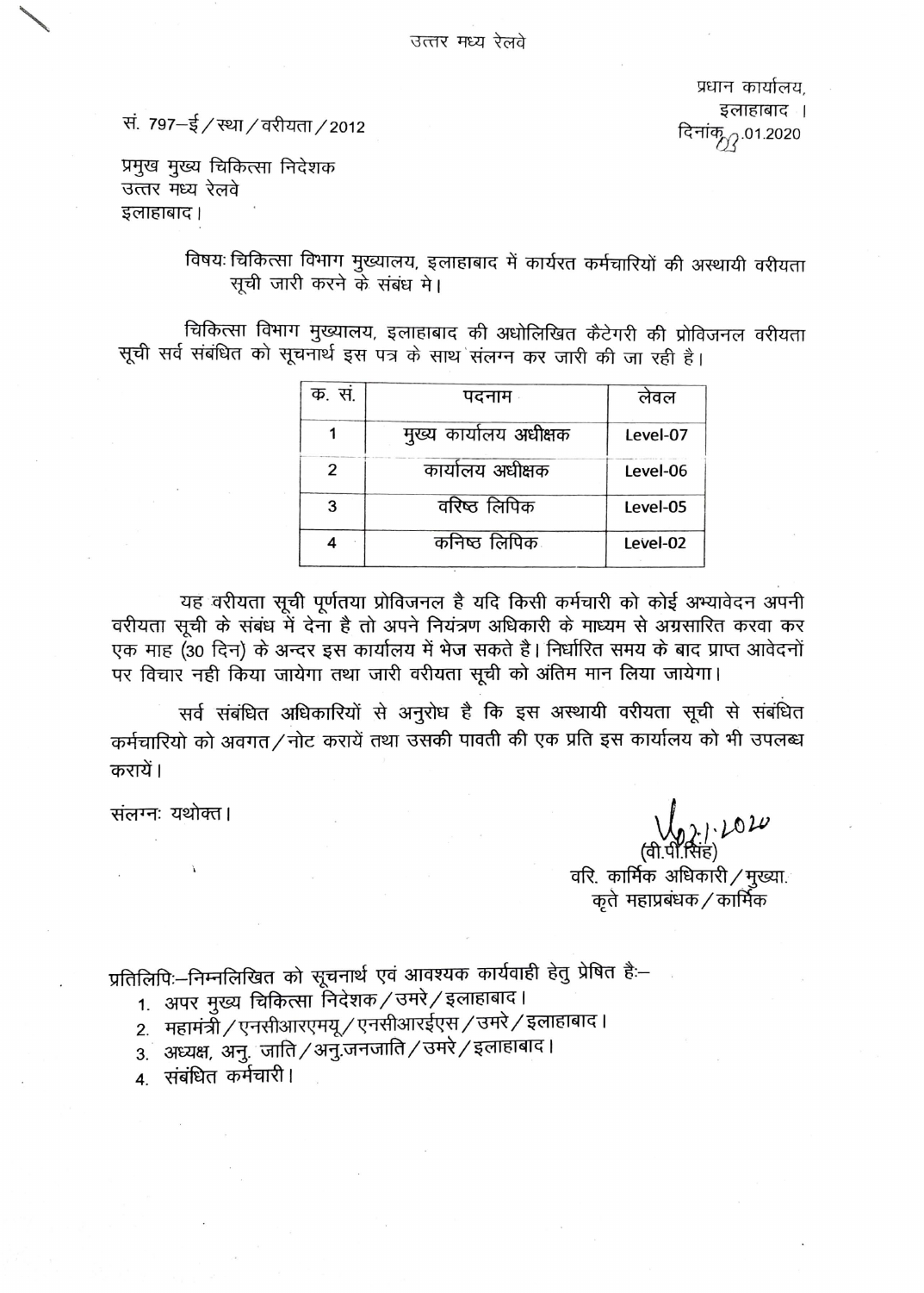उत्तर मध्य रेलवे

प्रधान कार्यालय,
इलाहाबाद ।
दिनांक 03.01.2020

सं. 797–ई / स्था / वरीयता / 2012

प्रमुख मुख्य चिकित्सा निदेशक
उत्तर मध्य रेलवे
इलाहाबाद।

विषयः चिकित्सा विभाग मुख्यालय, इलाहाबाद में कार्यरत कर्मचारियों की अस्थायी वरीयता सूची जारी करने के संबंध मे।

चिकित्सा विभाग मुख्यालय, इलाहाबाद की अधोलिखित कैटेगरी की प्रोविजनल वरीयता सूची सर्व संबंधित को सूचनार्थ इस पत्र के साथ संलग्न कर जारी की जा रही है।

| क. सं. | पदनाम | लेवल |
|---|---|---|
| 1 | मुख्य कार्यालय अधीक्षक | Level-07 |
| 2 | कार्यालय अधीक्षक | Level-06 |
| 3 | वरिष्ठ लिपिक | Level-05 |
| 4 | कनिष्ठ लिपिक | Level-02 |

यह वरीयता सूची पूर्णतया प्रोविजनल है यदि किसी कर्मचारी को कोई अभ्यावेदन अपनी वरीयता सूची के संबंध में देना है तो अपने नियंत्रण अधिकारी के माध्यम से अग्रसारित करवा कर एक माह (30 दिन) के अन्दर इस कार्यालय में भेज सकते है। निर्धारित समय के बाद प्राप्त आवेदनों पर विचार नही किया जायेगा तथा जारी वरीयता सूची को अंतिम मान लिया जायेगा।

सर्व संबंधित अधिकारियों से अनुरोध है कि इस अस्थायी वरीयता सूची से संबंधित कर्मचारियो को अवगत / नोट करायें तथा उसकी पावती की एक प्रति इस कार्यालय को भी उपलब्ध करायें।

संलग्नः यथोक्त।

(वी.पी.सिंह)
वरि. कार्मिक अधिकारी / मुख्या.
कृते महाप्रबंधक / कार्मिक

प्रतिलिपिः–निम्नलिखित को सूचनार्थ एवं आवश्यक कार्यवाही हेतु प्रेषित हैः–

1. अपर मुख्य चिकित्सा निदेशक / उमरे / इलाहाबाद।
2. महामंत्री / एनसीआरएमयू / एनसीआरईएस / उमरे / इलाहाबाद।
3. अध्यक्ष, अनु. जाति / अनु.जनजाति / उमरे / इलाहाबाद।
4. संबंधित कर्मचारी।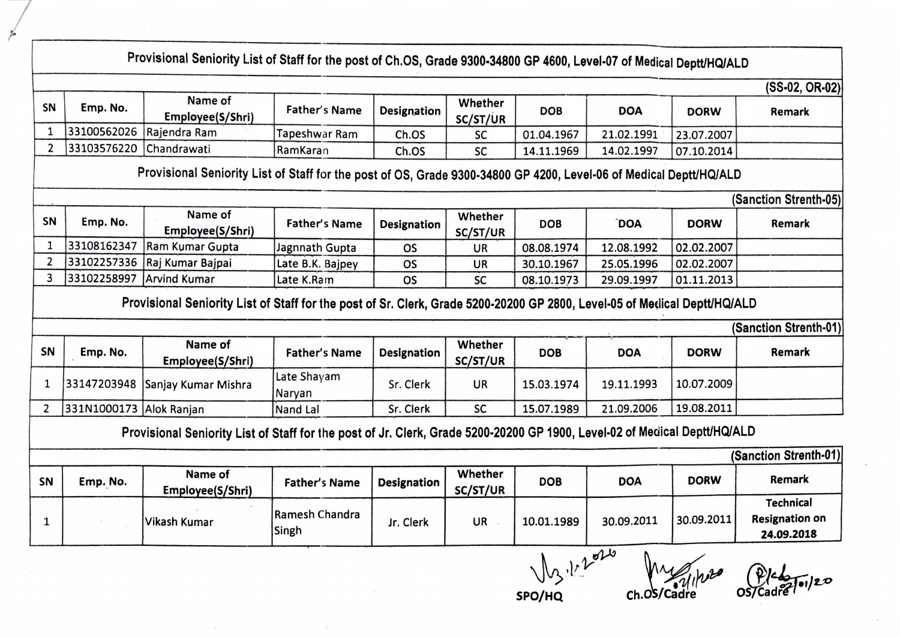## Provisional Seniority List of Staff for the post of Ch.OS, Grade 9300-34800 GP 4600, Level-07 of Medical Deptt/HQ/ALD

(SS-02, OR-02)

| SN | Emp. No. | Name of Employee(S/Shri) | Father's Name | Designation | Whether SC/ST/UR | DOB | DOA | DORW | Remark |
|---|---|---|---|---|---|---|---|---|---|
| 1 | 33100562026 | Rajendra Ram | Tapeshwar Ram | Ch.OS | SC | 01.04.1967 | 21.02.1991 | 23.07.2007 | |
| 2 | 33103576220 | Chandrawati | RamKaran | Ch.OS | SC | 14.11.1969 | 14.02.1997 | 07.10.2014 | |

## Provisional Seniority List of Staff for the post of OS, Grade 9300-34800 GP 4200, Level-06 of Medical Deptt/HQ/ALD

(Sanction Strenth-05)

| SN | Emp. No. | Name of Employee(S/Shri) | Father's Name | Designation | Whether SC/ST/UR | DOB | DOA | DORW | Remark |
|---|---|---|---|---|---|---|---|---|---|
| 1 | 33108162347 | Ram Kumar Gupta | Jagnnath Gupta | OS | UR | 08.08.1974 | 12.08.1992 | 02.02.2007 | |
| 2 | 33102257336 | Raj Kumar Bajpai | Late B.K. Bajpey | OS | UR | 30.10.1967 | 25.05.1996 | 02.02.2007 | |
| 3 | 33102258997 | Arvind Kumar | Late K.Ram | OS | SC | 08.10.1973 | 29.09.1997 | 01.11.2013 | |

## Provisional Seniority List of Staff for the post of Sr. Clerk, Grade 5200-20200 GP 2800, Level-05 of Medical Deptt/HQ/ALD

(Sanction Strenth-01)

| SN | Emp. No. | Name of Employee(S/Shri) | Father's Name | Designation | Whether SC/ST/UR | DOB | DOA | DORW | Remark |
|---|---|---|---|---|---|---|---|---|---|
| 1 | 33147203948 | Sanjay Kumar Mishra | Late Shayam Naryan | Sr. Clerk | UR | 15.03.1974 | 19.11.1993 | 10.07.2009 | |
| 2 | 331N1000173 | Alok Ranjan | Nand Lal | Sr. Clerk | SC | 15.07.1989 | 21.09.2006 | 19.08.2011 | |

## Provisional Seniority List of Staff for the post of Jr. Clerk, Grade 5200-20200 GP 1900, Level-02 of Medical Deptt/HQ/ALD

(Sanction Strenth-01)

| SN | Emp. No. | Name of Employee(S/Shri) | Father's Name | Designation | Whether SC/ST/UR | DOB | DOA | DORW | Remark |
|---|---|---|---|---|---|---|---|---|---|
| 1 | | Vikash Kumar | Ramesh Chandra Singh | Jr. Clerk | UR | 10.01.1989 | 30.09.2011 | 30.09.2011 | Technical Resignation on 24.09.2018 |

SPO/HQ Ch.OS/Cadre OS/Cadre